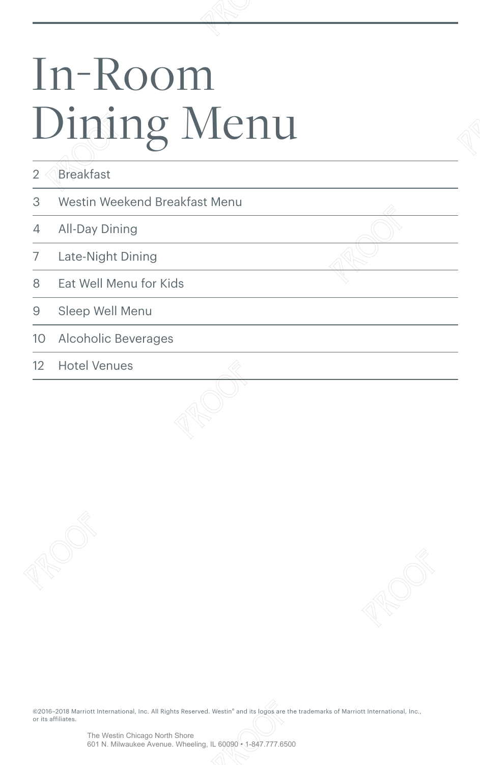# In-Room Dining Menu

| | |
|---|---|
| 2 | Breakfast |
| 3 | Westin Weekend Breakfast Menu |
| 4 | All-Day Dining |
| 7 | Late-Night Dining |
| 8 | Eat Well Menu for Kids |
| 9 | Sleep Well Menu |
| 10 | Alcoholic Beverages |
| 12 | Hotel Venues |

©2016–2018 Marriott International, Inc. All Rights Reserved. Westin® and its logos are the trademarks of Marriott International, Inc., or its affiliates.

The Westin Chicago North Shore
601 N. Milwaukee Avenue. Wheeling, IL 60090 • 1-847.777.6500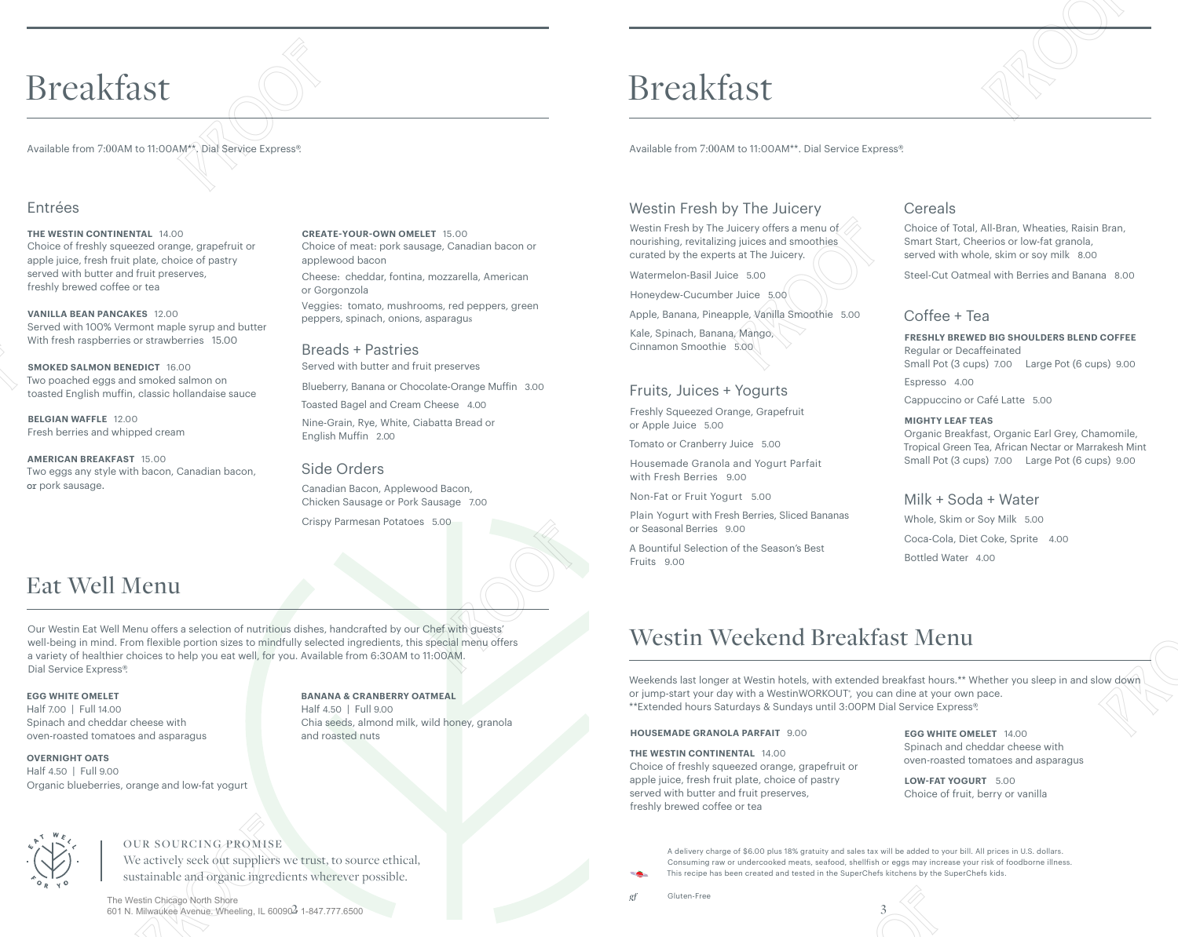# Breakfast

Available from 7:00AM to 11:00AM**. Dial Service Express®.

## Entrées

**THE WESTIN CONTINENTAL** 14.00
Choice of freshly squeezed orange, grapefruit or apple juice, fresh fruit plate, choice of pastry served with butter and fruit preserves, freshly brewed coffee or tea

**VANILLA BEAN PANCAKES** 12.00
Served with 100% Vermont maple syrup and butter
With fresh raspberries or strawberries 15.00

**SMOKED SALMON BENEDICT** 16.00
Two poached eggs and smoked salmon on toasted English muffin, classic hollandaise sauce

**BELGIAN WAFFLE** 12.00
Fresh berries and whipped cream

**AMERICAN BREAKFAST** 15.00
Two eggs any style with bacon, Canadian bacon, or pork sausage.

**CREATE-YOUR-OWN OMELET** 15.00
Choice of meat: pork sausage, Canadian bacon or applewood bacon

Cheese: cheddar, fontina, mozzarella, American or Gorgonzola

Veggies: tomato, mushrooms, red peppers, green peppers, spinach, onions, asparagus

## Breads + Pastries

Served with butter and fruit preserves

Blueberry, Banana or Chocolate-Orange Muffin 3.00

Toasted Bagel and Cream Cheese 4.00

Nine-Grain, Rye, White, Ciabatta Bread or English Muffin 2.00

## Side Orders

Canadian Bacon, Applewood Bacon, Chicken Sausage or Pork Sausage 7.00

Crispy Parmesan Potatoes 5.00

# Eat Well Menu

Our Westin Eat Well Menu offers a selection of nutritious dishes, handcrafted by our Chef with guests' well-being in mind. From flexible portion sizes to mindfully selected ingredients, this special menu offers a variety of healthier choices to help you eat well, for you. Available from 6:30AM to 11:00AM. Dial Service Express®.

**EGG WHITE OMELET**
Half 7.00 | Full 14.00
Spinach and cheddar cheese with oven-roasted tomatoes and asparagus

**OVERNIGHT OATS**
Half 4.50 | Full 9.00
Organic blueberries, orange and low-fat yogurt

**BANANA & CRANBERRY OATMEAL**
Half 4.50 | Full 9.00
Chia seeds, almond milk, wild honey, granola and roasted nuts

EAT WELL FOR YOU

OUR SOURCING PROMISE
We actively seek out suppliers we trust, to source ethical, sustainable and organic ingredients wherever possible.

The Westin Chicago North Shore
601 N. Milwaukee Avenue. Wheeling, IL 60090 | 1-847.777.6500

# Breakfast

Available from 7:00AM to 11:00AM**. Dial Service Express®.

## Westin Fresh by The Juicery

Westin Fresh by The Juicery offers a menu of nourishing, revitalizing juices and smoothies curated by the experts at The Juicery.

Watermelon-Basil Juice 5.00

Honeydew-Cucumber Juice 5.00

Apple, Banana, Pineapple, Vanilla Smoothie 5.00

Kale, Spinach, Banana, Mango, Cinnamon Smoothie 5.00

## Fruits, Juices + Yogurts

Freshly Squeezed Orange, Grapefruit or Apple Juice 5.00

Tomato or Cranberry Juice 5.00

Housemade Granola and Yogurt Parfait with Fresh Berries 9.00

Non-Fat or Fruit Yogurt 5.00

Plain Yogurt with Fresh Berries, Sliced Bananas or Seasonal Berries 9.00

A Bountiful Selection of the Season's Best Fruits 9.00

## Cereals

Choice of Total, All-Bran, Wheaties, Raisin Bran, Smart Start, Cheerios or low-fat granola, served with whole, skim or soy milk 8.00

Steel-Cut Oatmeal with Berries and Banana 8.00

## Coffee + Tea

**FRESHLY BREWED BIG SHOULDERS BLEND COFFEE**
Regular or Decaffeinated
Small Pot (3 cups) 7.00 Large Pot (6 cups) 9.00

Espresso 4.00

Cappuccino or Café Latte 5.00

**MIGHTY LEAF TEAS**
Organic Breakfast, Organic Earl Grey, Chamomile, Tropical Green Tea, African Nectar or Marrakesh Mint
Small Pot (3 cups) 7.00 Large Pot (6 cups) 9.00

## Milk + Soda + Water

Whole, Skim or Soy Milk 5.00

Coca-Cola, Diet Coke, Sprite 4.00

Bottled Water 4.00

# Westin Weekend Breakfast Menu

Weekends last longer at Westin hotels, with extended breakfast hours.** Whether you sleep in and slow down or jump-start your day with a WestinWORKOUT, you can dine at your own pace.
**Extended hours Saturdays & Sundays until 3:00PM Dial Service Express®.

**HOUSEMADE GRANOLA PARFAIT** 9.00

**THE WESTIN CONTINENTAL** 14.00
Choice of freshly squeezed orange, grapefruit or apple juice, fresh fruit plate, choice of pastry served with butter and fruit preserves, freshly brewed coffee or tea

**EGG WHITE OMELET** 14.00
Spinach and cheddar cheese with oven-roasted tomatoes and asparagus

**LOW-FAT YOGURT** 5.00
Choice of fruit, berry or vanilla

A delivery charge of $6.00 plus 18% gratuity and sales tax will be added to your bill. All prices in U.S. dollars.
Consuming raw or undercooked meats, seafood, shellfish or eggs may increase your risk of foodborne illness.
This recipe has been created and tested in the SuperChefs kitchens by the SuperChefs kids.

*gf* Gluten-Free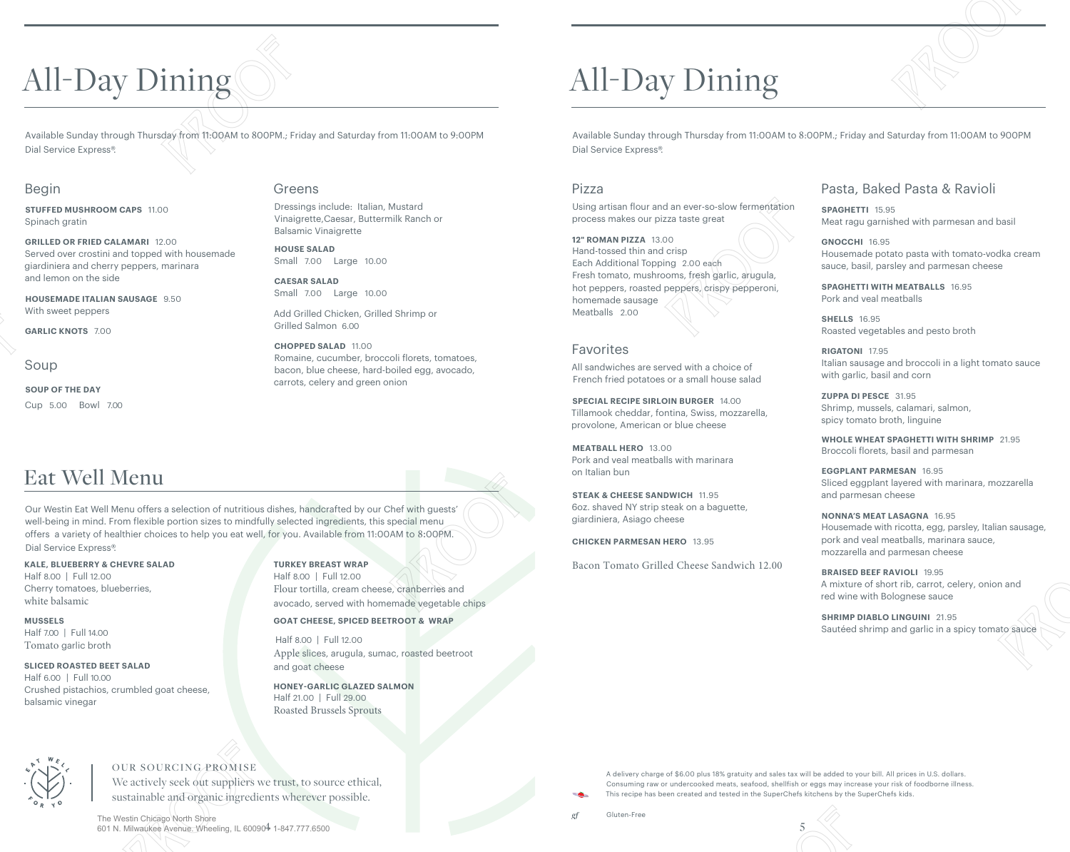# All-Day Dining

Available Sunday through Thursday from 11:00AM to 800PM.; Friday and Saturday from 11:00AM to 9:00PM
Dial Service Express®.

## Begin

**STUFFED MUSHROOM CAPS** 11.00
Spinach gratin

**GRILLED OR FRIED CALAMARI** 12.00
Served over crostini and topped with housemade giardiniera and cherry peppers, marinara and lemon on the side

**HOUSEMADE ITALIAN SAUSAGE** 9.50
With sweet peppers

**GARLIC KNOTS** 7.00

## Soup

**SOUP OF THE DAY**
Cup 5.00 Bowl 7.00

## Greens

Dressings include: Italian, Mustard Vinaigrette,Caesar, Buttermilk Ranch or Balsamic Vinaigrette

**HOUSE SALAD**
Small 7.00 Large 10.00

**CAESAR SALAD**
Small 7.00 Large 10.00

Add Grilled Chicken, Grilled Shrimp or Grilled Salmon 6.00

**CHOPPED SALAD** 11.00
Romaine, cucumber, broccoli florets, tomatoes, bacon, blue cheese, hard-boiled egg, avocado, carrots, celery and green onion

# Eat Well Menu

Our Westin Eat Well Menu offers a selection of nutritious dishes, handcrafted by our Chef with guests' well-being in mind. From flexible portion sizes to mindfully selected ingredients, this special menu offers a variety of healthier choices to help you eat well, for you. Available from 11:00AM to 8:00PM. Dial Service Express®.

**KALE, BLUEBERRY & CHEVRE SALAD**
Half 8.00 | Full 12.00
Cherry tomatoes, blueberries, white balsamic

**MUSSELS**
Half 7.00 | Full 14.00
Tomato garlic broth

**SLICED ROASTED BEET SALAD**
Half 6.00 | Full 10.00
Crushed pistachios, crumbled goat cheese, balsamic vinegar

**TURKEY BREAST WRAP**
Half 8.00 | Full 12.00
Flour tortilla, cream cheese, cranberries and avocado, served with homemade vegetable chips

**GOAT CHEESE, SPICED BEETROOT & WRAP**
Half 8.00 | Full 12.00
Apple slices, arugula, sumac, roasted beetroot and goat cheese

**HONEY-GARLIC GLAZED SALMON**
Half 21.00 | Full 29.00
Roasted Brussels Sprouts

OUR SOURCING PROMISE
We actively seek out suppliers we trust, to source ethical, sustainable and organic ingredients wherever possible.

The Westin Chicago North Shore
601 N. Milwaukee Avenue. Wheeling, IL 60090 1-847.777.6500

# All-Day Dining

Available Sunday through Thursday from 11:00AM to 8:00PM.; Friday and Saturday from 11:00AM to 900PM
Dial Service Express®.

## Pizza

Using artisan flour and an ever-so-slow fermentation process makes our pizza taste great

**12" ROMAN PIZZA** 13.00
Hand-tossed thin and crisp
Each Additional Topping 2.00 each
Fresh tomato, mushrooms, fresh garlic, arugula, hot peppers, roasted peppers, crispy pepperoni, homemade sausage
Meatballs 2.00

## Favorites

All sandwiches are served with a choice of French fried potatoes or a small house salad

**SPECIAL RECIPE SIRLOIN BURGER** 14.00
Tillamook cheddar, fontina, Swiss, mozzarella, provolone, American or blue cheese

**MEATBALL HERO** 13.00
Pork and veal meatballs with marinara on Italian bun

**STEAK & CHEESE SANDWICH** 11.95
6oz. shaved NY strip steak on a baguette, giardiniera, Asiago cheese

**CHICKEN PARMESAN HERO** 13.95

Bacon Tomato Grilled Cheese Sandwich 12.00

## Pasta, Baked Pasta & Ravioli

**SPAGHETTI** 15.95
Meat ragu garnished with parmesan and basil

**GNOCCHI** 16.95
Housemade potato pasta with tomato-vodka cream sauce, basil, parsley and parmesan cheese

**SPAGHETTI WITH MEATBALLS** 16.95
Pork and veal meatballs

**SHELLS** 16.95
Roasted vegetables and pesto broth

**RIGATONI** 17.95
Italian sausage and broccoli in a light tomato sauce with garlic, basil and corn

**ZUPPA DI PESCE** 31.95
Shrimp, mussels, calamari, salmon, spicy tomato broth, linguine

**WHOLE WHEAT SPAGHETTI WITH SHRIMP** 21.95
Broccoli florets, basil and parmesan

**EGGPLANT PARMESAN** 16.95
Sliced eggplant layered with marinara, mozzarella and parmesan cheese

**NONNA'S MEAT LASAGNA** 16.95
Housemade with ricotta, egg, parsley, Italian sausage, pork and veal meatballs, marinara sauce, mozzarella and parmesan cheese

**BRAISED BEEF RAVIOLI** 19.95
A mixture of short rib, carrot, celery, onion and red wine with Bolognese sauce

**SHRIMP DIABLO LINGUINI** 21.95
Sautéed shrimp and garlic in a spicy tomato sauce

A delivery charge of $6.00 plus 18% gratuity and sales tax will be added to your bill. All prices in U.S. dollars.
Consuming raw or undercooked meats, seafood, shellfish or eggs may increase your risk of foodborne illness.
This recipe has been created and tested in the SuperChefs kitchens by the SuperChefs kids.

*gf* Gluten-Free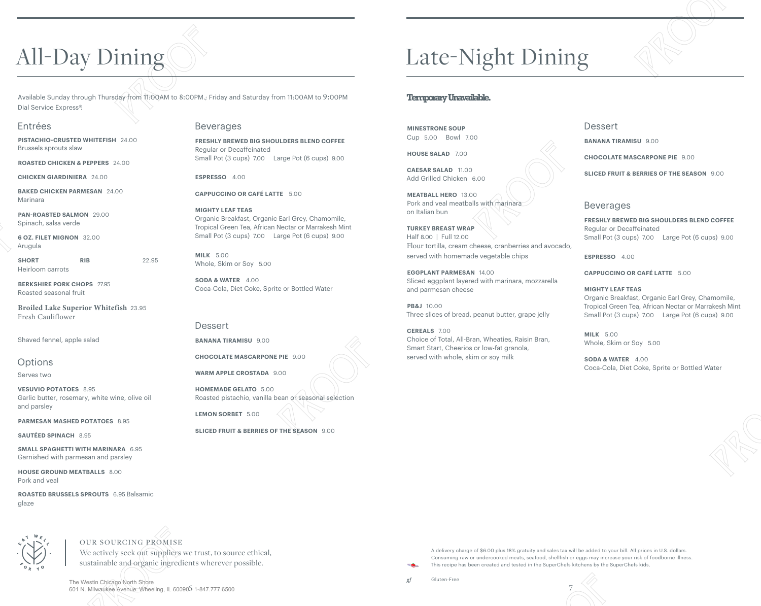# All-Day Dining

Available Sunday through Thursday from 11:00AM to 8:00PM.; Friday and Saturday from 11:00AM to 9:00PM
Dial Service Express®.

## Entrées

**PISTACHIO-CRUSTED WHITEFISH** 24.00
Brussels sprouts slaw

**ROASTED CHICKEN & PEPPERS** 24.00

**CHICKEN GIARDINIERA** 24.00

**BAKED CHICKEN PARMESAN** 24.00
Marinara

**PAN-ROASTED SALMON** 29.00
Spinach, salsa verde

**6 OZ. FILET MIGNON** 32.00
Arugula

**SHORT RIB** 22.95
Heirloom carrots

**BERKSHIRE PORK CHOPS** 27.95
Roasted seasonal fruit

**Broiled Lake Superior Whitefish** 23.95
Fresh Cauliflower

Shaved fennel, apple salad

## Options

Serves two

**VESUVIO POTATOES** 8.95
Garlic butter, rosemary, white wine, olive oil and parsley

**PARMESAN MASHED POTATOES** 8.95

**SAUTÉED SPINACH** 8.95

**SMALL SPAGHETTI WITH MARINARA** 6.95
Garnished with parmesan and parsley

**HOUSE GROUND MEATBALLS** 8.00
Pork and veal

**ROASTED BRUSSELS SPROUTS** 6.95 Balsamic glaze

## Beverages

**FRESHLY BREWED BIG SHOULDERS BLEND COFFEE**
Regular or Decaffeinated
Small Pot (3 cups) 7.00 Large Pot (6 cups) 9.00

**ESPRESSO** 4.00

**CAPPUCCINO OR CAFÉ LATTE** 5.00

**MIGHTY LEAF TEAS**
Organic Breakfast, Organic Earl Grey, Chamomile, Tropical Green Tea, African Nectar or Marrakesh Mint
Small Pot (3 cups) 7.00 Large Pot (6 cups) 9.00

**MILK** 5.00
Whole, Skim or Soy 5.00

**SODA & WATER** 4.00
Coca-Cola, Diet Coke, Sprite or Bottled Water

## Dessert

**BANANA TIRAMISU** 9.00

**CHOCOLATE MASCARPONE PIE** 9.00

**WARM APPLE CROSTADA** 9.00

**HOMEMADE GELATO** 5.00
Roasted pistachio, vanilla bean or seasonal selection

**LEMON SORBET** 5.00

**SLICED FRUIT & BERRIES OF THE SEASON** 9.00

OUR SOURCING PROMISE
We actively seek out suppliers we trust, to source ethical, sustainable and organic ingredients wherever possible.

The Westin Chicago North Shore
601 N. Milwaukee Avenue. Wheeling, IL 60090 1-847.777.6500

# Late-Night Dining

**Temporary Unavailable.**

**MINESTRONE SOUP**
Cup 5.00 Bowl 7.00

**HOUSE SALAD** 7.00

**CAESAR SALAD** 11.00
Add Grilled Chicken 6.00

**MEATBALL HERO** 13.00
Pork and veal meatballs with marinara on Italian bun

**TURKEY BREAST WRAP**
Half 8.00 | Full 12.00
Flour tortilla, cream cheese, cranberries and avocado, served with homemade vegetable chips

**EGGPLANT PARMESAN** 14.00
Sliced eggplant layered with marinara, mozzarella and parmesan cheese

**PB&J** 10.00
Three slices of bread, peanut butter, grape jelly

**CEREALS** 7.00
Choice of Total, All-Bran, Wheaties, Raisin Bran, Smart Start, Cheerios or low-fat granola, served with whole, skim or soy milk

## Dessert

**BANANA TIRAMISU** 9.00

**CHOCOLATE MASCARPONE PIE** 9.00

**SLICED FRUIT & BERRIES OF THE SEASON** 9.00

## Beverages

**FRESHLY BREWED BIG SHOULDERS BLEND COFFEE**
Regular or Decaffeinated
Small Pot (3 cups) 7.00 Large Pot (6 cups) 9.00

**ESPRESSO** 4.00

**CAPPUCCINO OR CAFÉ LATTE** 5.00

**MIGHTY LEAF TEAS**
Organic Breakfast, Organic Earl Grey, Chamomile, Tropical Green Tea, African Nectar or Marrakesh Mint
Small Pot (3 cups) 7.00 Large Pot (6 cups) 9.00

**MILK** 5.00
Whole, Skim or Soy 5.00

**SODA & WATER** 4.00
Coca-Cola, Diet Coke, Sprite or Bottled Water

A delivery charge of $6.00 plus 18% gratuity and sales tax will be added to your bill. All prices in U.S. dollars.
Consuming raw or undercooked meats, seafood, shellfish or eggs may increase your risk of foodborne illness.
This recipe has been created and tested in the SuperChefs kitchens by the SuperChefs kids.

*gf* Gluten-Free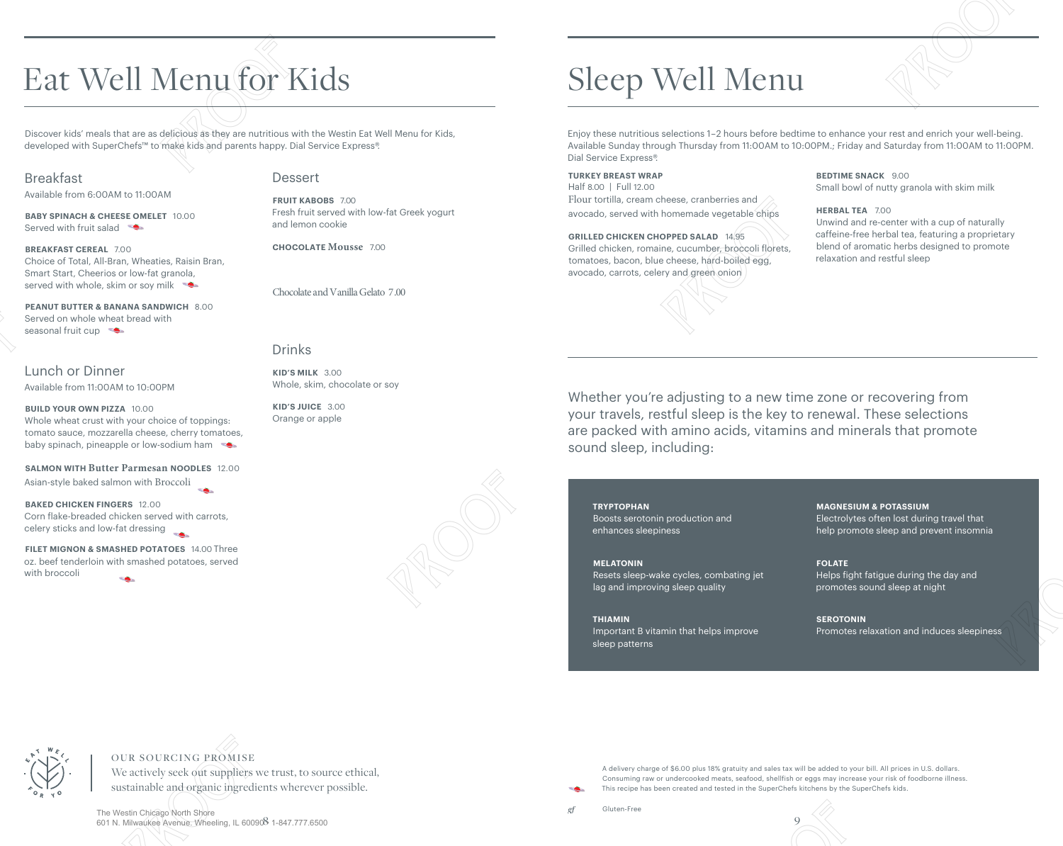# Eat Well Menu for Kids

Discover kids' meals that are as delicious as they are nutritious with the Westin Eat Well Menu for Kids, developed with SuperChefs™ to make kids and parents happy. Dial Service Express®.

## Breakfast

Available from 6:00AM to 11:00AM

**BABY SPINACH & CHEESE OMELET** 10.00
Served with fruit salad

**BREAKFAST CEREAL** 7.00
Choice of Total, All-Bran, Wheaties, Raisin Bran, Smart Start, Cheerios or low-fat granola, served with whole, skim or soy milk

**PEANUT BUTTER & BANANA SANDWICH** 8.00
Served on whole wheat bread with seasonal fruit cup

## Lunch or Dinner

Available from 11:00AM to 10:00PM

**BUILD YOUR OWN PIZZA** 10.00
Whole wheat crust with your choice of toppings: tomato sauce, mozzarella cheese, cherry tomatoes, baby spinach, pineapple or low-sodium ham

**SALMON WITH Butter Parmesan NOODLES** 12.00
Asian-style baked salmon with Broccoli

**BAKED CHICKEN FINGERS** 12.00
Corn flake-breaded chicken served with carrots, celery sticks and low-fat dressing

**FILET MIGNON & SMASHED POTATOES** 14.00 Three oz. beef tenderloin with smashed potatoes, served with broccoli

## Dessert

**FRUIT KABOBS** 7.00
Fresh fruit served with low-fat Greek yogurt and lemon cookie

**CHOCOLATE Mousse** 7.00

Chocolate and Vanilla Gelato 7.00

## Drinks

**KID'S MILK** 3.00
Whole, skim, chocolate or soy

**KID'S JUICE** 3.00
Orange or apple

OUR SOURCING PROMISE
We actively seek out suppliers we trust, to source ethical, sustainable and organic ingredients wherever possible.

The Westin Chicago North Shore
601 N. Milwaukee Avenue. Wheeling, IL 60090 1-847.777.6500

# Sleep Well Menu

Enjoy these nutritious selections 1–2 hours before bedtime to enhance your rest and enrich your well-being. Available Sunday through Thursday from 11:00AM to 10:00PM.; Friday and Saturday from 11:00AM to 11:00PM. Dial Service Express®.

**TURKEY BREAST WRAP**
Half 8.00 | Full 12.00
Flour tortilla, cream cheese, cranberries and avocado, served with homemade vegetable chips

**GRILLED CHICKEN CHOPPED SALAD** 14.95
Grilled chicken, romaine, cucumber, broccoli florets, tomatoes, bacon, blue cheese, hard-boiled egg, avocado, carrots, celery and green onion

**BEDTIME SNACK** 9.00
Small bowl of nutty granola with skim milk

**HERBAL TEA** 7.00
Unwind and re-center with a cup of naturally caffeine-free herbal tea, featuring a proprietary blend of aromatic herbs designed to promote relaxation and restful sleep

Whether you're adjusting to a new time zone or recovering from your travels, restful sleep is the key to renewal. These selections are packed with amino acids, vitamins and minerals that promote sound sleep, including:

**TRYPTOPHAN**
Boosts serotonin production and enhances sleepiness

**MELATONIN**
Resets sleep-wake cycles, combating jet lag and improving sleep quality

**THIAMIN**
Important B vitamin that helps improve sleep patterns

**MAGNESIUM & POTASSIUM**
Electrolytes often lost during travel that help promote sleep and prevent insomnia

**FOLATE**
Helps fight fatigue during the day and promotes sound sleep at night

**SEROTONIN**
Promotes relaxation and induces sleepiness

A delivery charge of $6.00 plus 18% gratuity and sales tax will be added to your bill. All prices in U.S. dollars.
Consuming raw or undercooked meats, seafood, shellfish or eggs may increase your risk of foodborne illness.
This recipe has been created and tested in the SuperChefs kitchens by the SuperChefs kids.

gf Gluten-Free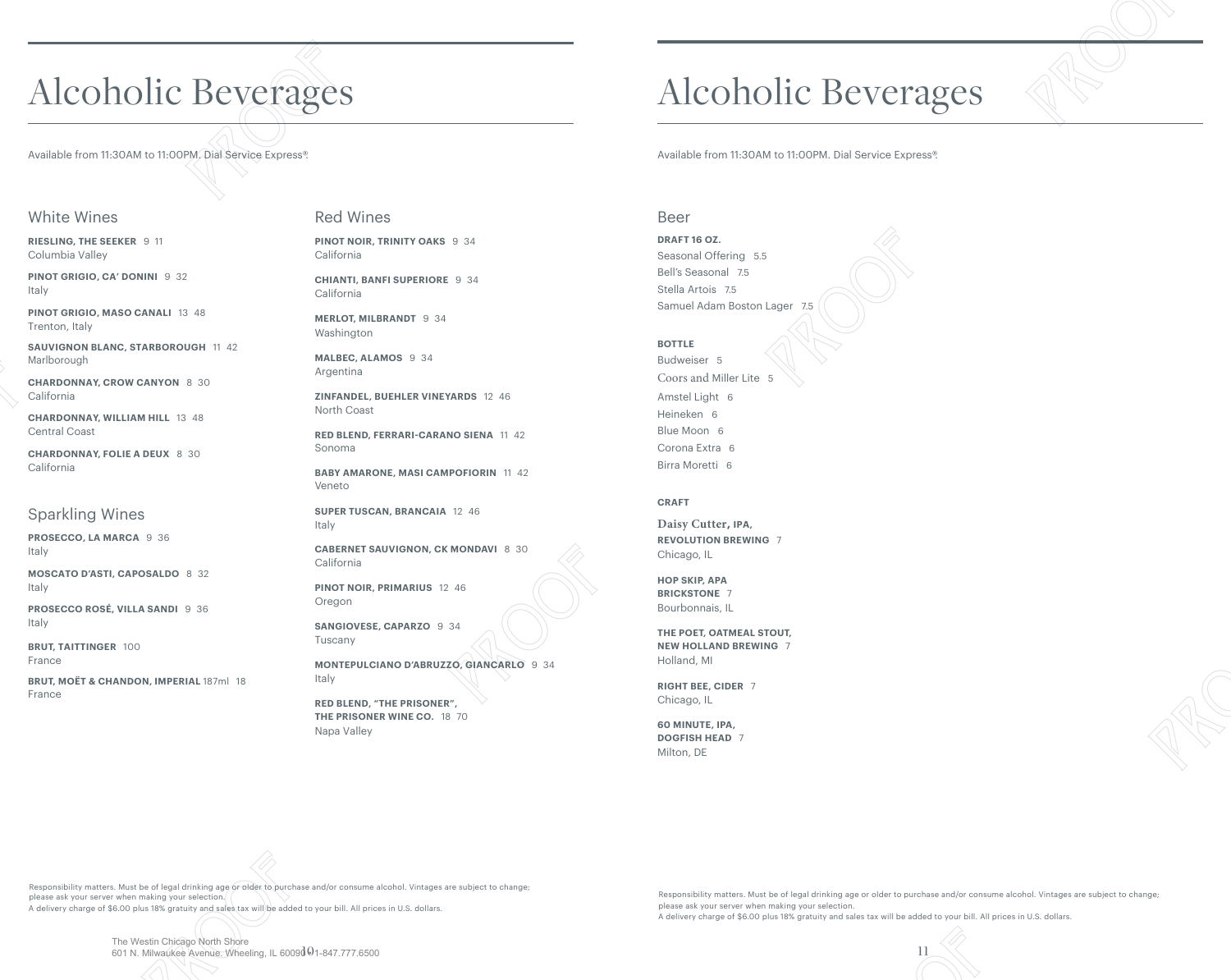# Alcoholic Beverages

Available from 11:30AM to 11:00PM. Dial Service Express®.

## White Wines

**RIESLING, THE SEEKER** 9 11
Columbia Valley

**PINOT GRIGIO, CA' DONINI** 9 32
Italy

**PINOT GRIGIO, MASO CANALI** 13 48
Trenton, Italy

**SAUVIGNON BLANC, STARBOROUGH** 11 42
Marlborough

**CHARDONNAY, CROW CANYON** 8 30
California

**CHARDONNAY, WILLIAM HILL** 13 48
Central Coast

**CHARDONNAY, FOLIE A DEUX** 8 30
California

## Sparkling Wines

**PROSECCO, LA MARCA** 9 36
Italy

**MOSCATO D'ASTI, CAPOSALDO** 8 32
Italy

**PROSECCO ROSÉ, VILLA SANDI** 9 36
Italy

**BRUT, TAITTINGER** 100
France

**BRUT, MOËT & CHANDON, IMPERIAL** 187ml 18
France

## Red Wines

**PINOT NOIR, TRINITY OAKS** 9 34
California

**CHIANTI, BANFI SUPERIORE** 9 34
California

**MERLOT, MILBRANDT** 9 34
Washington

**MALBEC, ALAMOS** 9 34
Argentina

**ZINFANDEL, BUEHLER VINEYARDS** 12 46
North Coast

**RED BLEND, FERRARI-CARANO SIENA** 11 42
Sonoma

**BABY AMARONE, MASI CAMPOFIORIN** 11 42
Veneto

**SUPER TUSCAN, BRANCAIA** 12 46
Italy

**CABERNET SAUVIGNON, CK MONDAVI** 8 30
California

**PINOT NOIR, PRIMARIUS** 12 46
Oregon

**SANGIOVESE, CAPARZO** 9 34
Tuscany

**MONTEPULCIANO D'ABRUZZO, GIANCARLO** 9 34
Italy

**RED BLEND, "THE PRISONER", THE PRISONER WINE CO.** 18 70
Napa Valley

Responsibility matters. Must be of legal drinking age or older to purchase and/or consume alcohol. Vintages are subject to change; please ask your server when making your selection.
A delivery charge of $6.00 plus 18% gratuity and sales tax will be added to your bill. All prices in U.S. dollars.

The Westin Chicago North Shore
601 N. Milwaukee Avenue. Wheeling, IL 60090 1-847.777.6500

# Alcoholic Beverages

Available from 11:30AM to 11:00PM. Dial Service Express®.

## Beer

**DRAFT 16 OZ.**

Seasonal Offering 5.5
Bell's Seasonal 7.5
Stella Artois 7.5
Samuel Adam Boston Lager 7.5

**BOTTLE**

Budweiser 5
Coors and Miller Lite 5
Amstel Light 6
Heineken 6
Blue Moon 6
Corona Extra 6
Birra Moretti 6

**CRAFT**

**Daisy Cutter, IPA, REVOLUTION BREWING** 7
Chicago, IL

**HOP SKIP, APA BRICKSTONE** 7
Bourbonnais, IL

**THE POET, OATMEAL STOUT, NEW HOLLAND BREWING** 7
Holland, MI

**RIGHT BEE, CIDER** 7
Chicago, IL

**60 MINUTE, IPA, DOGFISH HEAD** 7
Milton, DE

Responsibility matters. Must be of legal drinking age or older to purchase and/or consume alcohol. Vintages are subject to change; please ask your server when making your selection.
A delivery charge of $6.00 plus 18% gratuity and sales tax will be added to your bill. All prices in U.S. dollars.